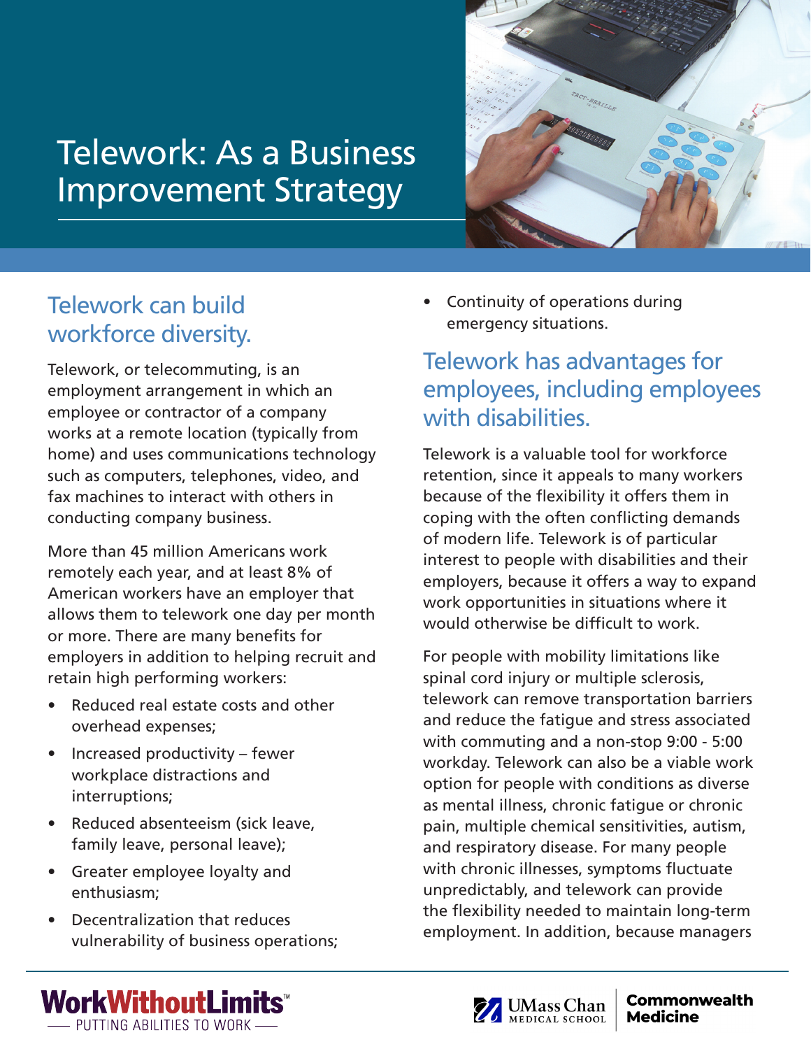# Telework: As a Business Improvement Strategy

## Telework can build workforce diversity.

Telework, or telecommuting, is an employment arrangement in which an employee or contractor of a company works at a remote location (typically from home) and uses communications technology such as computers, telephones, video, and fax machines to interact with others in conducting company business.

More than 45 million Americans work remotely each year, and at least 8% of American workers have an employer that allows them to telework one day per month or more. There are many benefits for employers in addition to helping recruit and retain high performing workers:

- Reduced real estate costs and other overhead expenses;
- Increased productivity – fewer workplace distractions and interruptions;
- Reduced absenteeism (sick leave, family leave, personal leave);
- Greater employee loyalty and enthusiasm;
- Decentralization that reduces vulnerability of business operations;
- Continuity of operations during emergency situations.

## Telework has advantages for employees, including employees with disabilities.

Telework is a valuable tool for workforce retention, since it appeals to many workers because of the flexibility it offers them in coping with the often conflicting demands of modern life. Telework is of particular interest to people with disabilities and their employers, because it offers a way to expand work opportunities in situations where it would otherwise be difficult to work.

For people with mobility limitations like spinal cord injury or multiple sclerosis, telework can remove transportation barriers and reduce the fatigue and stress associated with commuting and a non-stop 9:00 - 5:00 workday. Telework can also be a viable work option for people with conditions as diverse as mental illness, chronic fatigue or chronic pain, multiple chemical sensitivities, autism, and respiratory disease. For many people with chronic illnesses, symptoms fluctuate unpredictably, and telework can provide the flexibility needed to maintain long-term employment. In addition, because managers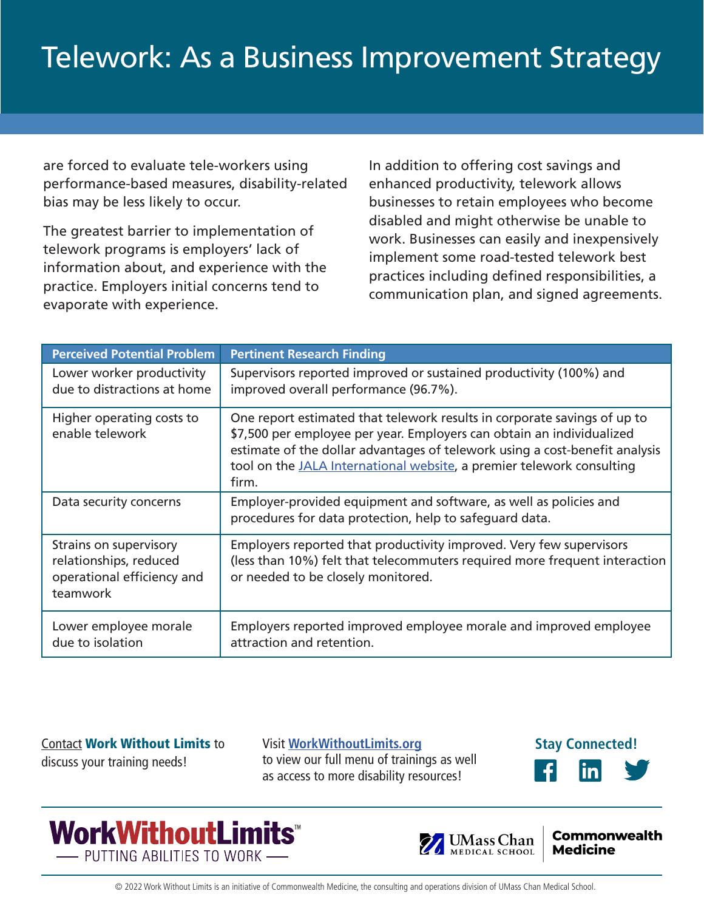# Telework: As a Business Improvement Strategy

are forced to evaluate tele-workers using performance-based measures, disability-related bias may be less likely to occur.

The greatest barrier to implementation of telework programs is employers' lack of information about, and experience with the practice. Employers initial concerns tend to evaporate with experience.

In addition to offering cost savings and enhanced productivity, telework allows businesses to retain employees who become disabled and might otherwise be unable to work. Businesses can easily and inexpensively implement some road-tested telework best practices including defined responsibilities, a communication plan, and signed agreements.

| Perceived Potential Problem | Pertinent Research Finding |
|---|---|
| Lower worker productivity due to distractions at home | Supervisors reported improved or sustained productivity (100%) and improved overall performance (96.7%). |
| Higher operating costs to enable telework | One report estimated that telework results in corporate savings of up to $7,500 per employee per year. Employers can obtain an individualized estimate of the dollar advantages of telework using a cost-benefit analysis tool on the JALA International website, a premier telework consulting firm. |
| Data security concerns | Employer-provided equipment and software, as well as policies and procedures for data protection, help to safeguard data. |
| Strains on supervisory relationships, reduced operational efficiency and teamwork | Employers reported that productivity improved. Very few supervisors (less than 10%) felt that telecommuters required more frequent interaction or needed to be closely monitored. |
| Lower employee morale due to isolation | Employers reported improved employee morale and improved employee attraction and retention. |

Contact **Work Without Limits** to discuss your training needs!

Visit **WorkWithoutLimits.org** to view our full menu of trainings as well as access to more disability resources!

**Stay Connected!**

WorkWithoutLimits™ — PUTTING ABILITIES TO WORK —

UMass Chan Medical School | Commonwealth Medicine

© 2022 Work Without Limits is an initiative of Commonwealth Medicine, the consulting and operations division of UMass Chan Medical School.